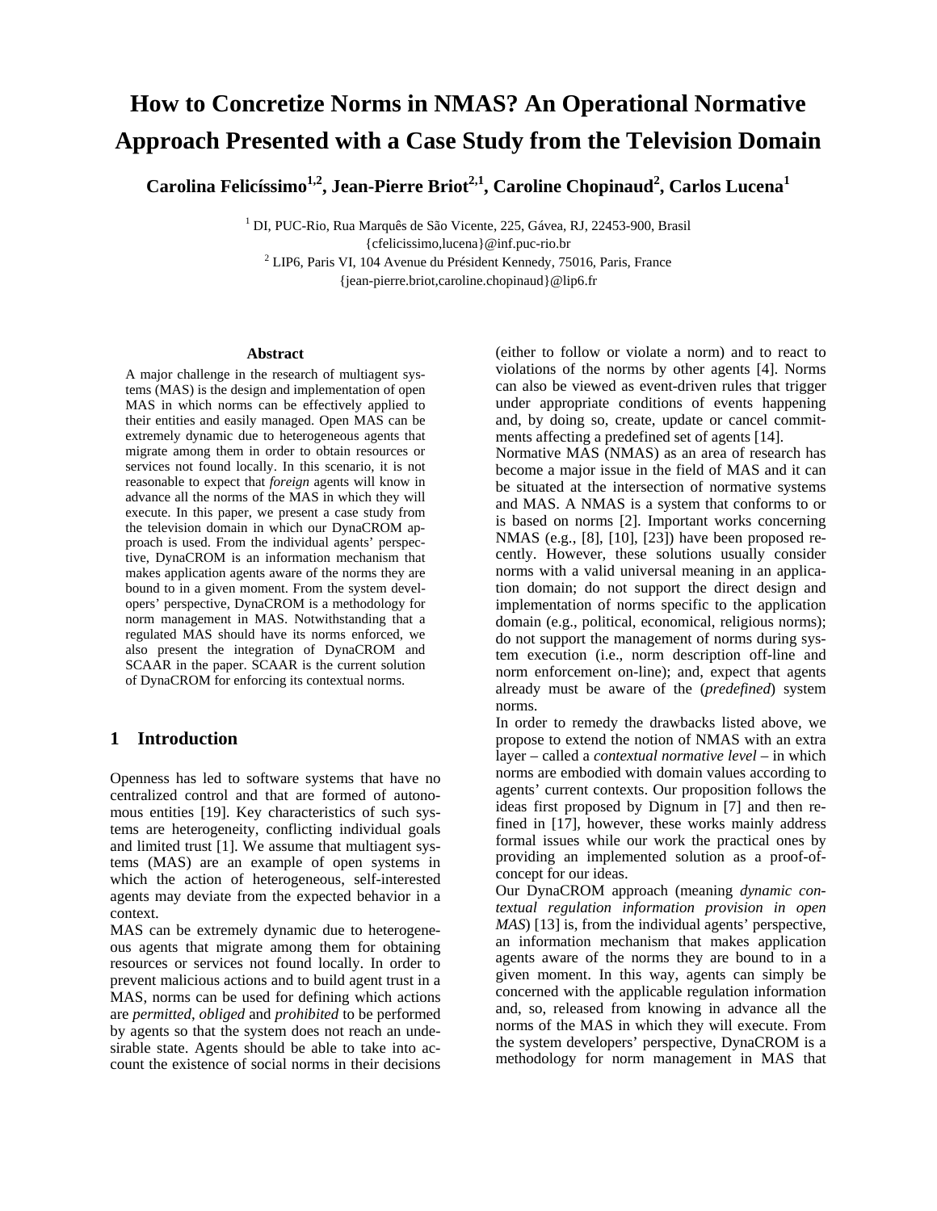# How to Concretize Norms in NMAS? An Operational Normative Approach Presented with a Case Study from the Television Domain

**Carolina Felicíssimo[1,2], Jean-Pierre Briot[2,1], Caroline Chopinaud[2], Carlos Lucena[1]**

[1] DI, PUC-Rio, Rua Marquês de São Vicente, 225, Gávea, RJ, 22453-900, Brasil
{cfelicissimo,lucena}@inf.puc-rio.br
[2] LIP6, Paris VI, 104 Avenue du Président Kennedy, 75016, Paris, France
{jean-pierre.briot,caroline.chopinaud}@lip6.fr

### Abstract

A major challenge in the research of multiagent systems (MAS) is the design and implementation of open MAS in which norms can be effectively applied to their entities and easily managed. Open MAS can be extremely dynamic due to heterogeneous agents that migrate among them in order to obtain resources or services not found locally. In this scenario, it is not reasonable to expect that *foreign* agents will know in advance all the norms of the MAS in which they will execute. In this paper, we present a case study from the television domain in which our DynaCROM approach is used. From the individual agents' perspective, DynaCROM is an information mechanism that makes application agents aware of the norms they are bound to in a given moment. From the system developers' perspective, DynaCROM is a methodology for norm management in MAS. Notwithstanding that a regulated MAS should have its norms enforced, we also present the integration of DynaCROM and SCAAR in the paper. SCAAR is the current solution of DynaCROM for enforcing its contextual norms.

## 1 Introduction

Openness has led to software systems that have no centralized control and that are formed of autonomous entities [19]. Key characteristics of such systems are heterogeneity, conflicting individual goals and limited trust [1]. We assume that multiagent systems (MAS) are an example of open systems in which the action of heterogeneous, self-interested agents may deviate from the expected behavior in a context.

MAS can be extremely dynamic due to heterogeneous agents that migrate among them for obtaining resources or services not found locally. In order to prevent malicious actions and to build agent trust in a MAS, norms can be used for defining which actions are *permitted*, *obliged* and *prohibited* to be performed by agents so that the system does not reach an undesirable state. Agents should be able to take into account the existence of social norms in their decisions (either to follow or violate a norm) and to react to violations of the norms by other agents [4]. Norms can also be viewed as event-driven rules that trigger under appropriate conditions of events happening and, by doing so, create, update or cancel commitments affecting a predefined set of agents [14].

Normative MAS (NMAS) as an area of research has become a major issue in the field of MAS and it can be situated at the intersection of normative systems and MAS. A NMAS is a system that conforms to or is based on norms [2]. Important works concerning NMAS (e.g., [8], [10], [23]) have been proposed recently. However, these solutions usually consider norms with a valid universal meaning in an application domain; do not support the direct design and implementation of norms specific to the application domain (e.g., political, economical, religious norms); do not support the management of norms during system execution (i.e., norm description off-line and norm enforcement on-line); and, expect that agents already must be aware of the (*predefined*) system norms.

In order to remedy the drawbacks listed above, we propose to extend the notion of NMAS with an extra layer – called a *contextual normative level* – in which norms are embodied with domain values according to agents' current contexts. Our proposition follows the ideas first proposed by Dignum in [7] and then refined in [17], however, these works mainly address formal issues while our work the practical ones by providing an implemented solution as a proof-of-concept for our ideas.

Our DynaCROM approach (meaning *dynamic contextual regulation information provision in open MAS*) [13] is, from the individual agents' perspective, an information mechanism that makes application agents aware of the norms they are bound to in a given moment. In this way, agents can simply be concerned with the applicable regulation information and, so, released from knowing in advance all the norms of the MAS in which they will execute. From the system developers' perspective, DynaCROM is a methodology for norm management in MAS that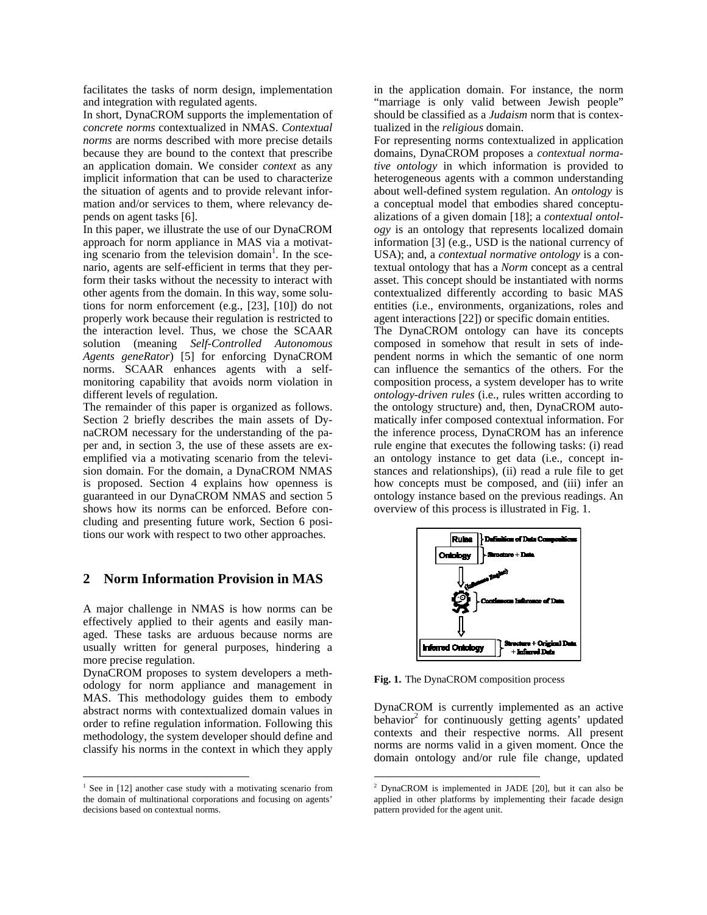facilitates the tasks of norm design, implementation and integration with regulated agents.

In short, DynaCROM supports the implementation of *concrete norms* contextualized in NMAS. *Contextual norms* are norms described with more precise details because they are bound to the context that prescribe an application domain. We consider *context* as any implicit information that can be used to characterize the situation of agents and to provide relevant information and/or services to them, where relevancy depends on agent tasks [6].

In this paper, we illustrate the use of our DynaCROM approach for norm appliance in MAS via a motivating scenario from the television domain[1]. In the scenario, agents are self-efficient in terms that they perform their tasks without the necessity to interact with other agents from the domain. In this way, some solutions for norm enforcement (e.g., [23], [10]) do not properly work because their regulation is restricted to the interaction level. Thus, we chose the SCAAR solution (meaning *Self-Controlled Autonomous Agents geneRator*) [5] for enforcing DynaCROM norms. SCAAR enhances agents with a self-monitoring capability that avoids norm violation in different levels of regulation.

The remainder of this paper is organized as follows. Section 2 briefly describes the main assets of DynaCROM necessary for the understanding of the paper and, in section 3, the use of these assets are exemplified via a motivating scenario from the television domain. For the domain, a DynaCROM NMAS is proposed. Section 4 explains how openness is guaranteed in our DynaCROM NMAS and section 5 shows how its norms can be enforced. Before concluding and presenting future work, Section 6 positions our work with respect to two other approaches.

## 2 Norm Information Provision in MAS

A major challenge in NMAS is how norms can be effectively applied to their agents and easily managed. These tasks are arduous because norms are usually written for general purposes, hindering a more precise regulation.

DynaCROM proposes to system developers a methodology for norm appliance and management in MAS. This methodology guides them to embody abstract norms with contextualized domain values in order to refine regulation information. Following this methodology, the system developer should define and classify his norms in the context in which they apply in the application domain. For instance, the norm "marriage is only valid between Jewish people" should be classified as a *Judaism* norm that is contextualized in the *religious* domain.

For representing norms contextualized in application domains, DynaCROM proposes a *contextual normative ontology* in which information is provided to heterogeneous agents with a common understanding about well-defined system regulation. An *ontology* is a conceptual model that embodies shared conceptualizations of a given domain [18]; a *contextual ontology* is an ontology that represents localized domain information [3] (e.g., USD is the national currency of USA); and, a *contextual normative ontology* is a contextual ontology that has a *Norm* concept as a central asset. This concept should be instantiated with norms contextualized differently according to basic MAS entities (i.e., environments, organizations, roles and agent interactions [22]) or specific domain entities.

The DynaCROM ontology can have its concepts composed in somehow that result in sets of independent norms in which the semantic of one norm can influence the semantics of the others. For the composition process, a system developer has to write *ontology-driven rules* (i.e., rules written according to the ontology structure) and, then, DynaCROM automatically infer composed contextual information. For the inference process, DynaCROM has an inference rule engine that executes the following tasks: (i) read an ontology instance to get data (i.e., concept instances and relationships), (ii) read a rule file to get how concepts must be composed, and (iii) infer an ontology instance based on the previous readings. An overview of this process is illustrated in Fig. 1.

**Fig. 1.** The DynaCROM composition process

DynaCROM is currently implemented as an active behavior[2] for continuously getting agents' updated contexts and their respective norms. All present norms are norms valid in a given moment. Once the domain ontology and/or rule file change, updated

[1] See in [12] another case study with a motivating scenario from the domain of multinational corporations and focusing on agents' decisions based on contextual norms.

[2] DynaCROM is implemented in JADE [20], but it can also be applied in other platforms by implementing their facade design pattern provided for the agent unit.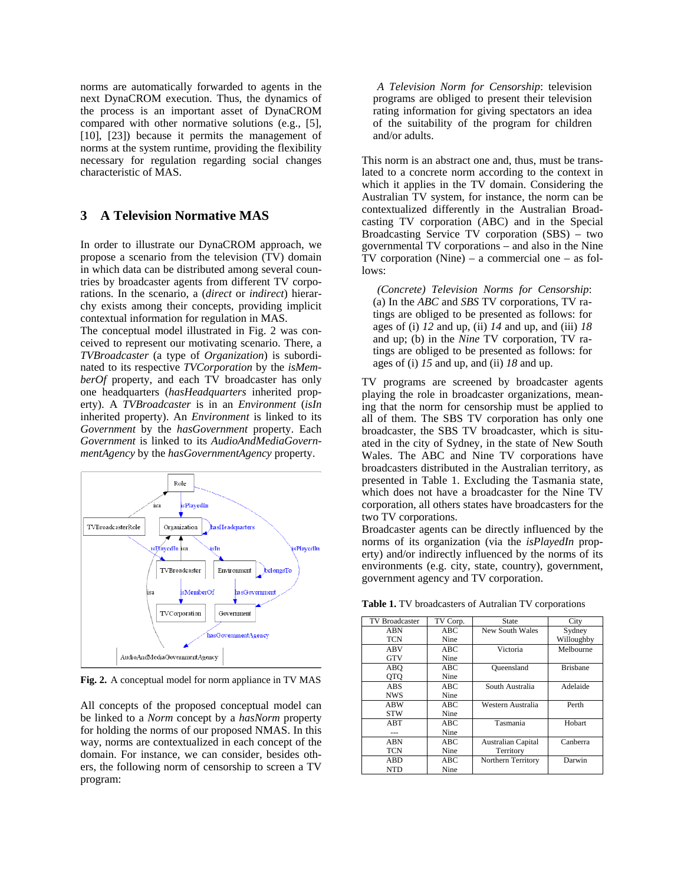norms are automatically forwarded to agents in the next DynaCROM execution. Thus, the dynamics of the process is an important asset of DynaCROM compared with other normative solutions (e.g., [5], [10], [23]) because it permits the management of norms at the system runtime, providing the flexibility necessary for regulation regarding social changes characteristic of MAS.

## 3 A Television Normative MAS

In order to illustrate our DynaCROM approach, we propose a scenario from the television (TV) domain in which data can be distributed among several countries by broadcaster agents from different TV corporations. In the scenario, a (*direct* or *indirect*) hierarchy exists among their concepts, providing implicit contextual information for regulation in MAS.

The conceptual model illustrated in Fig. 2 was conceived to represent our motivating scenario. There, a *TVBroadcaster* (a type of *Organization*) is subordinated to its respective *TVCorporation* by the *isMemberOf* property, and each TV broadcaster has only one headquarters (*hasHeadquarters* inherited property). A *TVBroadcaster* is in an *Environment* (*isIn* inherited property). An *Environment* is linked to its *Government* by the *hasGovernment* property. Each *Government* is linked to its *AudioAndMediaGovernmentAgency* by the *hasGovernmentAgency* property.

**Fig. 2.** A conceptual model for norm appliance in TV MAS

All concepts of the proposed conceptual model can be linked to a *Norm* concept by a *hasNorm* property for holding the norms of our proposed NMAS. In this way, norms are contextualized in each concept of the domain. For instance, we can consider, besides others, the following norm of censorship to screen a TV program:

> *A Television Norm for Censorship*: television programs are obliged to present their television rating information for giving spectators an idea of the suitability of the program for children and/or adults.

This norm is an abstract one and, thus, must be translated to a concrete norm according to the context in which it applies in the TV domain. Considering the Australian TV system, for instance, the norm can be contextualized differently in the Australian Broadcasting TV corporation (ABC) and in the Special Broadcasting Service TV corporation (SBS) – two governmental TV corporations – and also in the Nine TV corporation (Nine) – a commercial one – as follows:

> *(Concrete) Television Norms for Censorship*: (a) In the *ABC* and *SBS* TV corporations, TV ratings are obliged to be presented as follows: for ages of (i) *12* and up, (ii) *14* and up, and (iii) *18* and up; (b) in the *Nine* TV corporation, TV ratings are obliged to be presented as follows: for ages of (i) *15* and up, and (ii) *18* and up.

TV programs are screened by broadcaster agents playing the role in broadcaster organizations, meaning that the norm for censorship must be applied to all of them. The SBS TV corporation has only one broadcaster, the SBS TV broadcaster, which is situated in the city of Sydney, in the state of New South Wales. The ABC and Nine TV corporations have broadcasters distributed in the Australian territory, as presented in Table 1. Excluding the Tasmania state, which does not have a broadcaster for the Nine TV corporation, all others states have broadcasters for the two TV corporations.

Broadcaster agents can be directly influenced by the norms of its organization (via the *isPlayedIn* property) and/or indirectly influenced by the norms of its environments (e.g. city, state, country), government, government agency and TV corporation.

**Table 1.** TV broadcasters of Autralian TV corporations

| TV Broadcaster | TV Corp. | State | City |
|---|---|---|---|
| ABN<br>TCN | ABC<br>Nine | New South Wales | Sydney<br>Willoughby |
| ABV<br>GTV | ABC<br>Nine | Victoria | Melbourne |
| ABQ<br>QTQ | ABC<br>Nine | Queensland | Brisbane |
| ABS<br>NWS | ABC<br>Nine | South Australia | Adelaide |
| ABW<br>STW | ABC<br>Nine | Western Australia | Perth |
| ABT<br>--- | ABC<br>Nine | Tasmania | Hobart |
| ABN<br>TCN | ABC<br>Nine | Australian Capital Territory | Canberra |
| ABD<br>NTD | ABC<br>Nine | Northern Territory | Darwin |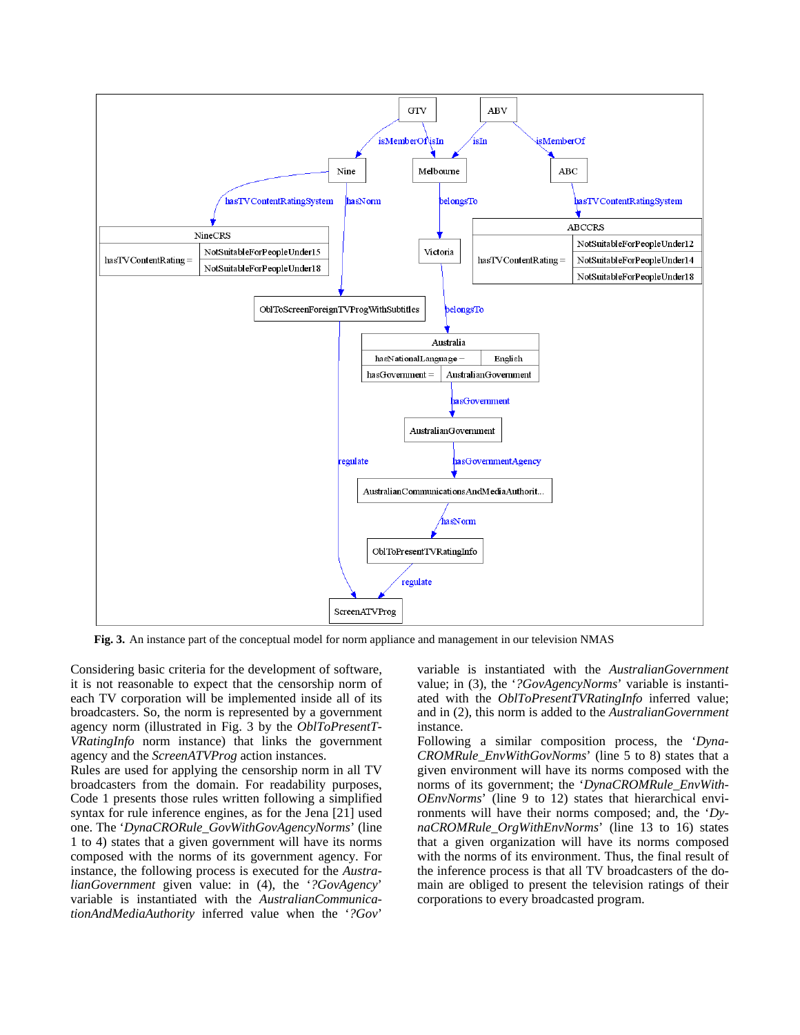**Fig. 3.** An instance part of the conceptual model for norm appliance and management in our television NMAS

Considering basic criteria for the development of software, it is not reasonable to expect that the censorship norm of each TV corporation will be implemented inside all of its broadcasters. So, the norm is represented by a government agency norm (illustrated in Fig. 3 by the *OblToPresentTVRatingInfo* norm instance) that links the government agency and the *ScreenATVProg* action instances.

Rules are used for applying the censorship norm in all TV broadcasters from the domain. For readability purposes, Code 1 presents those rules written following a simplified syntax for rule inference engines, as for the Jena [21] used one. The '*DynaCRORule_GovWithGovAgencyNorms*' (line 1 to 4) states that a given government will have its norms composed with the norms of its government agency. For instance, the following process is executed for the *AustralianGovernment* given value: in (4), the '*?GovAgency*' variable is instantiated with the *AustralianCommunicationAndMediaAuthority* inferred value when the '*?Gov*' variable is instantiated with the *AustralianGovernment* value; in (3), the '*?GovAgencyNorms*' variable is instantiated with the *OblToPresentTVRatingInfo* inferred value; and in (2), this norm is added to the *AustralianGovernment* instance.

Following a similar composition process, the '*DynaCROMRule_EnvWithGovNorms*' (line 5 to 8) states that a given environment will have its norms composed with the norms of its government; the '*DynaCROMRule_EnvWithOEnvNorms*' (line 9 to 12) states that hierarchical environments will have their norms composed; and, the '*DynaCROMRule_OrgWithEnvNorms*' (line 13 to 16) states that a given organization will have its norms composed with the norms of its environment. Thus, the final result of the inference process is that all TV broadcasters of the domain are obliged to present the television ratings of their corporations to every broadcasted program.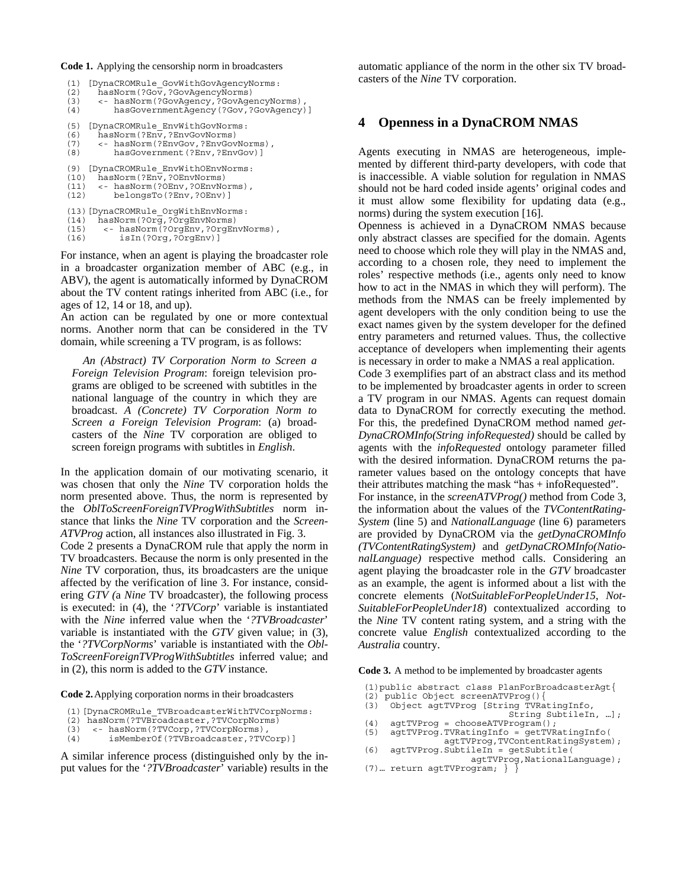**Code 1.** Applying the censorship norm in broadcasters

```
(1)  [DynaCROMRule_GovWithGovAgencyNorms:
(2)    hasNorm(?Gov,?GovAgencyNorms)
(3)    <- hasNorm(?GovAgency,?GovAgencyNorms),
(4)       hasGovernmentAgency(?Gov,?GovAgency)]

(5)  [DynaCROMRule_EnvWithGovNorms:
(6)    hasNorm(?Env,?EnvGovNorms)
(7)    <- hasNorm(?EnvGov,?EnvGovNorms),
(8)       hasGovernment(?Env,?EnvGov)]

(9)  [DynaCROMRule_EnvWithOEnvNorms:
(10)   hasNorm(?Env,?OEnvNorms)
(11)   <- hasNorm(?OEnv,?OEnvNorms),
(12)      belongsTo(?Env,?OEnv)]

(13) [DynaCROMRule_OrgWithEnvNorms:
(14)   hasNorm(?Org,?OrgEnvNorms)
(15)    <- hasNorm(?OrgEnv,?OrgEnvNorms),
(16)       isIn(?Org,?OrgEnv)]
```

For instance, when an agent is playing the broadcaster role in a broadcaster organization member of ABC (e.g., in ABV), the agent is automatically informed by DynaCROM about the TV content ratings inherited from ABC (i.e., for ages of 12, 14 or 18, and up).

An action can be regulated by one or more contextual norms. Another norm that can be considered in the TV domain, while screening a TV program, is as follows:

> *An (Abstract) TV Corporation Norm to Screen a Foreign Television Program*: foreign television programs are obliged to be screened with subtitles in the national language of the country in which they are broadcast. *A (Concrete) TV Corporation Norm to Screen a Foreign Television Program*: (a) broadcasters of the *Nine* TV corporation are obliged to screen foreign programs with subtitles in *English*.

In the application domain of our motivating scenario, it was chosen that only the *Nine* TV corporation holds the norm presented above. Thus, the norm is represented by the *OblToScreenForeignTVProgWithSubtitles* norm instance that links the *Nine* TV corporation and the *ScreenATVProg* action, all instances also illustrated in Fig. 3.

Code 2 presents a DynaCROM rule that apply the norm in TV broadcasters. Because the norm is only presented in the *Nine* TV corporation, thus, its broadcasters are the unique affected by the verification of line 3. For instance, considering *GTV (*a *Nine* TV broadcaster), the following process is executed: in (4), the '*?TVCorp*' variable is instantiated with the *Nine* inferred value when the '*?TVBroadcaster*' variable is instantiated with the *GTV* given value; in (3), the '*?TVCorpNorms*' variable is instantiated with the *OblToScreenForeignTVProgWithSubtitles* inferred value; and in (2), this norm is added to the *GTV* instance.

**Code 2.** Applying corporation norms in their broadcasters

```
(1)[DynaCROMRule_TVBroadcasterWithTVCorpNorms:
(2)  hasNorm(?TVBroadcaster,?TVCorpNorms)
(3)   <- hasNorm(?TVCorp,?TVCorpNorms),
(4)      isMemberOf(?TVBroadcaster,?TVCorp)]
```

A similar inference process (distinguished only by the input values for the '*?TVBroadcaster*' variable) results in the automatic appliance of the norm in the other six TV broadcasters of the *Nine* TV corporation.

## 4 Openness in a DynaCROM NMAS

Agents executing in NMAS are heterogeneous, implemented by different third-party developers, with code that is inaccessible. A viable solution for regulation in NMAS should not be hard coded inside agents' original codes and it must allow some flexibility for updating data (e.g., norms) during the system execution [16].

Openness is achieved in a DynaCROM NMAS because only abstract classes are specified for the domain. Agents need to choose which role they will play in the NMAS and, according to a chosen role, they need to implement the roles' respective methods (i.e., agents only need to know how to act in the NMAS in which they will perform). The methods from the NMAS can be freely implemented by agent developers with the only condition being to use the exact names given by the system developer for the defined entry parameters and returned values. Thus, the collective acceptance of developers when implementing their agents is necessary in order to make a NMAS a real application.

Code 3 exemplifies part of an abstract class and its method to be implemented by broadcaster agents in order to screen a TV program in our NMAS. Agents can request domain data to DynaCROM for correctly executing the method. For this, the predefined DynaCROM method named *getDynaCROMInfo(String infoRequested)* should be called by agents with the *infoRequested* ontology parameter filled with the desired information. DynaCROM returns the parameter values based on the ontology concepts that have their attributes matching the mask "has + infoRequested".

For instance, in the *screenATVProg()* method from Code 3, the information about the values of the *TVContentRatingSystem* (line 5) and *NationalLanguage* (line 6) parameters are provided by DynaCROM via the *getDynaCROMInfo (TVContentRatingSystem)* and *getDynaCROMInfo(NationalLanguage)* respective method calls. Considering an agent playing the broadcaster role in the *GTV* broadcaster as an example, the agent is informed about a list with the concrete elements (*NotSuitableForPeopleUnder15*, *NotSuitableForPeopleUnder18*) contextualized according to the *Nine* TV content rating system, and a string with the concrete value *English* contextualized according to the *Australia* country.

**Code 3.** A method to be implemented by broadcaster agents

```
(1)public abstract class PlanForBroadcasterAgt{
(2) public Object screenATVProg(){
(3)   Object agtTVProg [String TVRatingInfo,
                        String SubtileIn, …];
(4)   agtTVProg = chooseATVProgram();
(5)   agtTVProg.TVRatingInfo = getTVRatingInfo(
             agtTVProg,TVContentRatingSystem);
(6)   agtTVProg.SubtileIn = getSubtitle(
                  agtTVProg,NationalLanguage);
(7)… return agtTVProgram; } }
```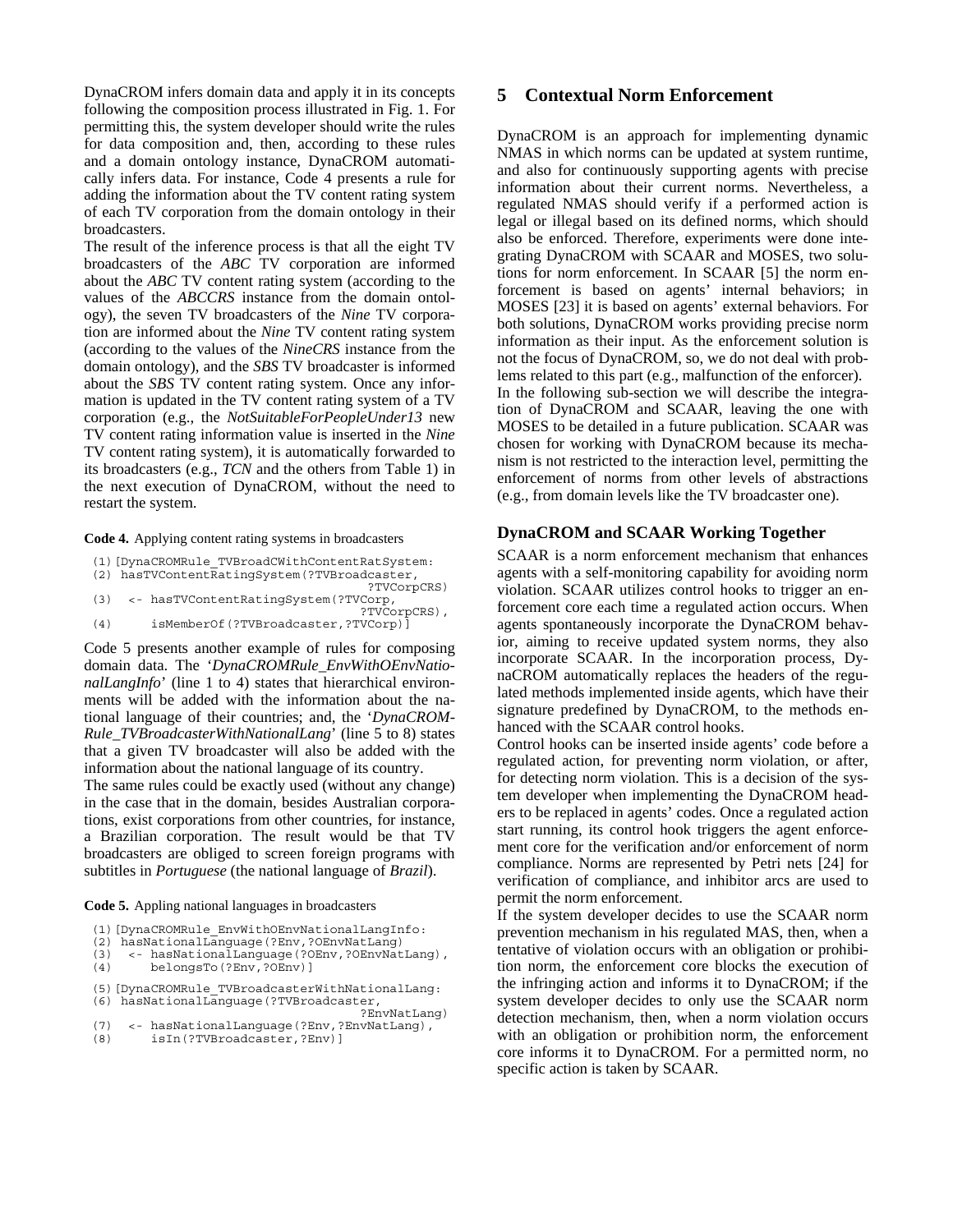DynaCROM infers domain data and apply it in its concepts following the composition process illustrated in Fig. 1. For permitting this, the system developer should write the rules for data composition and, then, according to these rules and a domain ontology instance, DynaCROM automatically infers data. For instance, Code 4 presents a rule for adding the information about the TV content rating system of each TV corporation from the domain ontology in their broadcasters.

The result of the inference process is that all the eight TV broadcasters of the *ABC* TV corporation are informed about the *ABC* TV content rating system (according to the values of the *ABCCRS* instance from the domain ontology), the seven TV broadcasters of the *Nine* TV corporation are informed about the *Nine* TV content rating system (according to the values of the *NineCRS* instance from the domain ontology), and the *SBS* TV broadcaster is informed about the *SBS* TV content rating system. Once any information is updated in the TV content rating system of a TV corporation (e.g., the *NotSuitableForPeopleUnder13* new TV content rating information value is inserted in the *Nine* TV content rating system), it is automatically forwarded to its broadcasters (e.g., *TCN* and the others from Table 1) in the next execution of DynaCROM, without the need to restart the system.

**Code 4.** Applying content rating systems in broadcasters

```
(1)[DynaCROMRule_TVBroadCWithContentRatSystem:
(2) hasTVContentRatingSystem(?TVBroadcaster,
                                        ?TVCorpCRS)
(3)  <- hasTVContentRatingSystem(?TVCorp,
                                        ?TVCorpCRS),
(4)      isMemberOf(?TVBroadcaster,?TVCorp)]
```

Code 5 presents another example of rules for composing domain data. The '*DynaCROMRule_EnvWithOEnvNationalLangInfo*' (line 1 to 4) states that hierarchical environments will be added with the information about the national language of their countries; and, the '*DynaCROM-Rule_TVBroadcasterWithNationalLang*' (line 5 to 8) states that a given TV broadcaster will also be added with the information about the national language of its country.

The same rules could be exactly used (without any change) in the case that in the domain, besides Australian corporations, exist corporations from other countries, for instance, a Brazilian corporation. The result would be that TV broadcasters are obliged to screen foreign programs with subtitles in *Portuguese* (the national language of *Brazil*).

**Code 5.** Appling national languages in broadcasters

```
(1)[DynaCROMRule_EnvWithOEnvNationalLangInfo:
(2) hasNationalLanguage(?Env,?OEnvNatLang)
(3)  <- hasNationalLanguage(?OEnv,?OEnvNatLang),
(4)      belongsTo(?Env,?OEnv)]

(5)[DynaCROMRule_TVBroadcasterWithNationalLang:
(6) hasNationalLanguage(?TVBroadcaster,
                                        ?EnvNatLang)
(7)  <- hasNationalLanguage(?Env,?EnvNatLang),
(8)      isIn(?TVBroadcaster,?Env)]
```

# 5 Contextual Norm Enforcement

DynaCROM is an approach for implementing dynamic NMAS in which norms can be updated at system runtime, and also for continuously supporting agents with precise information about their current norms. Nevertheless, a regulated NMAS should verify if a performed action is legal or illegal based on its defined norms, which should also be enforced. Therefore, experiments were done integrating DynaCROM with SCAAR and MOSES, two solutions for norm enforcement. In SCAAR [5] the norm enforcement is based on agents' internal behaviors; in MOSES [23] it is based on agents' external behaviors. For both solutions, DynaCROM works providing precise norm information as their input. As the enforcement solution is not the focus of DynaCROM, so, we do not deal with problems related to this part (e.g., malfunction of the enforcer).

In the following sub-section we will describe the integration of DynaCROM and SCAAR, leaving the one with MOSES to be detailed in a future publication. SCAAR was chosen for working with DynaCROM because its mechanism is not restricted to the interaction level, permitting the enforcement of norms from other levels of abstractions (e.g., from domain levels like the TV broadcaster one).

### DynaCROM and SCAAR Working Together

SCAAR is a norm enforcement mechanism that enhances agents with a self-monitoring capability for avoiding norm violation. SCAAR utilizes control hooks to trigger an enforcement core each time a regulated action occurs. When agents spontaneously incorporate the DynaCROM behavior, aiming to receive updated system norms, they also incorporate SCAAR. In the incorporation process, DynaCROM automatically replaces the headers of the regulated methods implemented inside agents, which have their signature predefined by DynaCROM, to the methods enhanced with the SCAAR control hooks.

Control hooks can be inserted inside agents' code before a regulated action, for preventing norm violation, or after, for detecting norm violation. This is a decision of the system developer when implementing the DynaCROM headers to be replaced in agents' codes. Once a regulated action start running, its control hook triggers the agent enforcement core for the verification and/or enforcement of norm compliance. Norms are represented by Petri nets [24] for verification of compliance, and inhibitor arcs are used to permit the norm enforcement.

If the system developer decides to use the SCAAR norm prevention mechanism in his regulated MAS, then, when a tentative of violation occurs with an obligation or prohibition norm, the enforcement core blocks the execution of the infringing action and informs it to DynaCROM; if the system developer decides to only use the SCAAR norm detection mechanism, then, when a norm violation occurs with an obligation or prohibition norm, the enforcement core informs it to DynaCROM. For a permitted norm, no specific action is taken by SCAAR.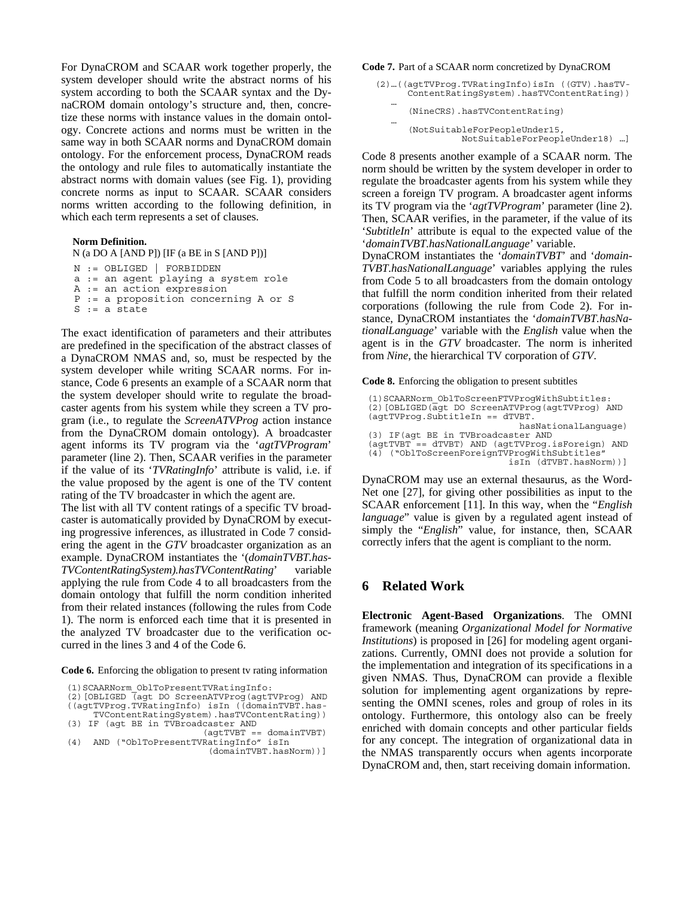For DynaCROM and SCAAR work together properly, the system developer should write the abstract norms of his system according to both the SCAAR syntax and the DynaCROM domain ontology's structure and, then, concretize these norms with instance values in the domain ontology. Concrete actions and norms must be written in the same way in both SCAAR norms and DynaCROM domain ontology. For the enforcement process, DynaCROM reads the ontology and rule files to automatically instantiate the abstract norms with domain values (see Fig. 1), providing concrete norms as input to SCAAR. SCAAR considers norms written according to the following definition, in which each term represents a set of clauses.

**Norm Definition.**
N (a DO A [AND P]) [IF (a BE in S [AND P])]

```
N := OBLIGED | FORBIDDEN
a := an agent playing a system role
A := an action expression
P := a proposition concerning A or S
S := a state
```

The exact identification of parameters and their attributes are predefined in the specification of the abstract classes of a DynaCROM NMAS and, so, must be respected by the system developer while writing SCAAR norms. For instance, Code 6 presents an example of a SCAAR norm that the system developer should write to regulate the broadcaster agents from his system while they screen a TV program (i.e., to regulate the *ScreenATVProg* action instance from the DynaCROM domain ontology). A broadcaster agent informs its TV program via the '*agtTVProgram*' parameter (line 2). Then, SCAAR verifies in the parameter if the value of its '*TVRatingInfo*' attribute is valid, i.e. if the value proposed by the agent is one of the TV content rating of the TV broadcaster in which the agent are.

The list with all TV content ratings of a specific TV broadcaster is automatically provided by DynaCROM by executing progressive inferences, as illustrated in Code 7 considering the agent in the *GTV* broadcaster organization as an example. DynaCROM instantiates the '(*domainTVBT.hasTVContentRatingSystem).hasTVContentRating*' variable applying the rule from Code 4 to all broadcasters from the domain ontology that fulfill the norm condition inherited from their related instances (following the rules from Code 1). The norm is enforced each time that it is presented in the analyzed TV broadcaster due to the verification occurred in the lines 3 and 4 of the Code 6.

**Code 6.** Enforcing the obligation to present tv rating information

```
(1)SCAARNorm_OblToPresentTVRatingInfo:
(2)[OBLIGED (agt DO ScreenATVProg(agtTVProg) AND
((agtTVProg.TVRatingInfo) isIn ((domainTVBT.has-
    TVContentRatingSystem).hasTVContentRating))
(3) IF (agt BE in TVBroadcaster AND
                              (agtTVBT == domainTVBT)
(4)  AND ("OblToPresentTVRatingInfo" isIn
                               (domainTVBT.hasNorm))]
```

**Code 7.** Part of a SCAAR norm concretized by DynaCROM

```
(2)…((agtTVProg.TVRatingInfo)isIn ((GTV).hasTV-
     ContentRatingSystem).hasTVContentRating))
   …
     (NineCRS).hasTVContentRating)
   …
     (NotSuitableForPeopleUnder15,
              NotSuitableForPeopleUnder18) …]
```

Code 8 presents another example of a SCAAR norm. The norm should be written by the system developer in order to regulate the broadcaster agents from his system while they screen a foreign TV program. A broadcaster agent informs its TV program via the '*agtTVProgram*' parameter (line 2). Then, SCAAR verifies, in the parameter, if the value of its '*SubtitleIn*' attribute is equal to the expected value of the '*domainTVBT.hasNationalLanguage*' variable.

DynaCROM instantiates the '*domainTVBT*' and '*domainTVBT.hasNationalLanguage*' variables applying the rules from Code 5 to all broadcasters from the domain ontology that fulfill the norm condition inherited from their related corporations (following the rule from Code 2). For instance, DynaCROM instantiates the '*domainTVBT.hasNationalLanguage*' variable with the *English* value when the agent is in the *GTV* broadcaster. The norm is inherited from *Nine*, the hierarchical TV corporation of *GTV*.

**Code 8.** Enforcing the obligation to present subtitles

```
(1)SCAARNorm_OblToScreenFTVProgWithSubtitles:
(2)[OBLIGED(agt DO ScreenATVProg(agtTVProg) AND
(agtTVProg.SubtitleIn == dTVBT.
                            hasNationalLanguage)
(3) IF(agt BE in TVBroadcaster AND
(agtTVBT == dTVBT) AND (agtTVProg.isForeign) AND
(4) ("OblToScreenForeignTVProgWithSubtitles"
                          isIn (dTVBT.hasNorm))]
```

DynaCROM may use an external thesaurus, as the WordNet one [27], for giving other possibilities as input to the SCAAR enforcement [11]. In this way, when the "*English language*" value is given by a regulated agent instead of simply the "*English*" value, for instance, then, SCAAR correctly infers that the agent is compliant to the norm.

## 6 Related Work

**Electronic Agent-Based Organizations**. The OMNI framework (meaning *Organizational Model for Normative Institutions*) is proposed in [26] for modeling agent organizations. Currently, OMNI does not provide a solution for the implementation and integration of its specifications in a given NMAS. Thus, DynaCROM can provide a flexible solution for implementing agent organizations by representing the OMNI scenes, roles and group of roles in its ontology. Furthermore, this ontology also can be freely enriched with domain concepts and other particular fields for any concept. The integration of organizational data in the NMAS transparently occurs when agents incorporate DynaCROM and, then, start receiving domain information.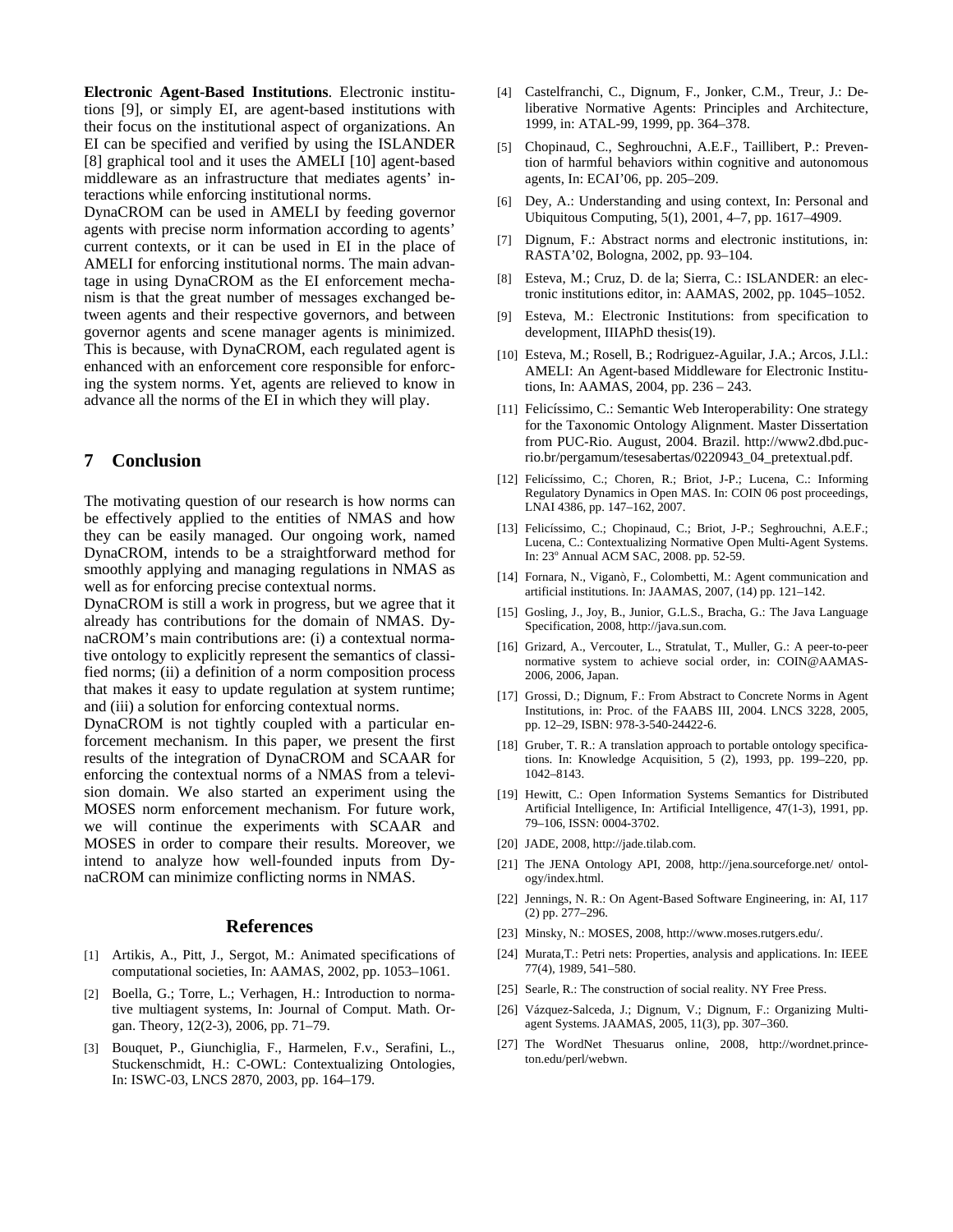**Electronic Agent-Based Institutions**. Electronic institutions [9], or simply EI, are agent-based institutions with their focus on the institutional aspect of organizations. An EI can be specified and verified by using the ISLANDER [8] graphical tool and it uses the AMELI [10] agent-based middleware as an infrastructure that mediates agents' interactions while enforcing institutional norms.

DynaCROM can be used in AMELI by feeding governor agents with precise norm information according to agents' current contexts, or it can be used in EI in the place of AMELI for enforcing institutional norms. The main advantage in using DynaCROM as the EI enforcement mechanism is that the great number of messages exchanged between agents and their respective governors, and between governor agents and scene manager agents is minimized. This is because, with DynaCROM, each regulated agent is enhanced with an enforcement core responsible for enforcing the system norms. Yet, agents are relieved to know in advance all the norms of the EI in which they will play.

## 7 Conclusion

The motivating question of our research is how norms can be effectively applied to the entities of NMAS and how they can be easily managed. Our ongoing work, named DynaCROM, intends to be a straightforward method for smoothly applying and managing regulations in NMAS as well as for enforcing precise contextual norms.

DynaCROM is still a work in progress, but we agree that it already has contributions for the domain of NMAS. DynaCROM's main contributions are: (i) a contextual normative ontology to explicitly represent the semantics of classified norms; (ii) a definition of a norm composition process that makes it easy to update regulation at system runtime; and (iii) a solution for enforcing contextual norms.

DynaCROM is not tightly coupled with a particular enforcement mechanism. In this paper, we present the first results of the integration of DynaCROM and SCAAR for enforcing the contextual norms of a NMAS from a television domain. We also started an experiment using the MOSES norm enforcement mechanism. For future work, we will continue the experiments with SCAAR and MOSES in order to compare their results. Moreover, we intend to analyze how well-founded inputs from DynaCROM can minimize conflicting norms in NMAS.

## References

[1] Artikis, A., Pitt, J., Sergot, M.: Animated specifications of computational societies, In: AAMAS, 2002, pp. 1053–1061.

[2] Boella, G.; Torre, L.; Verhagen, H.: Introduction to normative multiagent systems, In: Journal of Comput. Math. Organ. Theory, 12(2-3), 2006, pp. 71–79.

[3] Bouquet, P., Giunchiglia, F., Harmelen, F.v., Serafini, L., Stuckenschmidt, H.: C-OWL: Contextualizing Ontologies, In: ISWC-03, LNCS 2870, 2003, pp. 164–179.

[4] Castelfranchi, C., Dignum, F., Jonker, C.M., Treur, J.: Deliberative Normative Agents: Principles and Architecture, 1999, in: ATAL-99, 1999, pp. 364–378.

[5] Chopinaud, C., Seghrouchni, A.E.F., Taillibert, P.: Prevention of harmful behaviors within cognitive and autonomous agents, In: ECAI'06, pp. 205–209.

[6] Dey, A.: Understanding and using context, In: Personal and Ubiquitous Computing, 5(1), 2001, 4–7, pp. 1617–4909.

[7] Dignum, F.: Abstract norms and electronic institutions, in: RASTA'02, Bologna, 2002, pp. 93–104.

[8] Esteva, M.; Cruz, D. de la; Sierra, C.: ISLANDER: an electronic institutions editor, in: AAMAS, 2002, pp. 1045–1052.

[9] Esteva, M.: Electronic Institutions: from specification to development, IIIAPhD thesis(19).

[10] Esteva, M.; Rosell, B.; Rodriguez-Aguilar, J.A.; Arcos, J.Ll.: AMELI: An Agent-based Middleware for Electronic Institutions, In: AAMAS, 2004, pp. 236 – 243.

[11] Felicíssimo, C.: Semantic Web Interoperability: One strategy for the Taxonomic Ontology Alignment. Master Dissertation from PUC-Rio. August, 2004. Brazil. http://www2.dbd.puc-rio.br/pergamum/tesesabertas/0220943_04_pretextual.pdf.

[12] Felicíssimo, C.; Choren, R.; Briot, J-P.; Lucena, C.: Informing Regulatory Dynamics in Open MAS. In: COIN 06 post proceedings, LNAI 4386, pp. 147–162, 2007.

[13] Felicíssimo, C.; Chopinaud, C.; Briot, J-P.; Seghrouchni, A.E.F.; Lucena, C.: Contextualizing Normative Open Multi-Agent Systems. In: 23º Annual ACM SAC, 2008. pp. 52-59.

[14] Fornara, N., Viganò, F., Colombetti, M.: Agent communication and artificial institutions. In: JAAMAS, 2007, (14) pp. 121–142.

[15] Gosling, J., Joy, B., Junior, G.L.S., Bracha, G.: The Java Language Specification, 2008, http://java.sun.com.

[16] Grizard, A., Vercouter, L., Stratulat, T., Muller, G.: A peer-to-peer normative system to achieve social order, in: COIN@AAMAS-2006, 2006, Japan.

[17] Grossi, D.; Dignum, F.: From Abstract to Concrete Norms in Agent Institutions, in: Proc. of the FAABS III, 2004. LNCS 3228, 2005, pp. 12–29, ISBN: 978-3-540-24422-6.

[18] Gruber, T. R.: A translation approach to portable ontology specifications. In: Knowledge Acquisition, 5 (2), 1993, pp. 199–220, pp. 1042–8143.

[19] Hewitt, C.: Open Information Systems Semantics for Distributed Artificial Intelligence, In: Artificial Intelligence, 47(1-3), 1991, pp. 79–106, ISSN: 0004-3702.

[20] JADE, 2008, http://jade.tilab.com.

[21] The JENA Ontology API, 2008, http://jena.sourceforge.net/ ontology/index.html.

[22] Jennings, N. R.: On Agent-Based Software Engineering, in: AI, 117 (2) pp. 277–296.

[23] Minsky, N.: MOSES, 2008, http://www.moses.rutgers.edu/.

[24] Murata,T.: Petri nets: Properties, analysis and applications. In: IEEE 77(4), 1989, 541–580.

[25] Searle, R.: The construction of social reality. NY Free Press.

[26] Vázquez-Salceda, J.; Dignum, V.; Dignum, F.: Organizing Multiagent Systems. JAAMAS, 2005, 11(3), pp. 307–360.

[27] The WordNet Thesuarus online, 2008, http://wordnet.princeton.edu/perl/webwn.